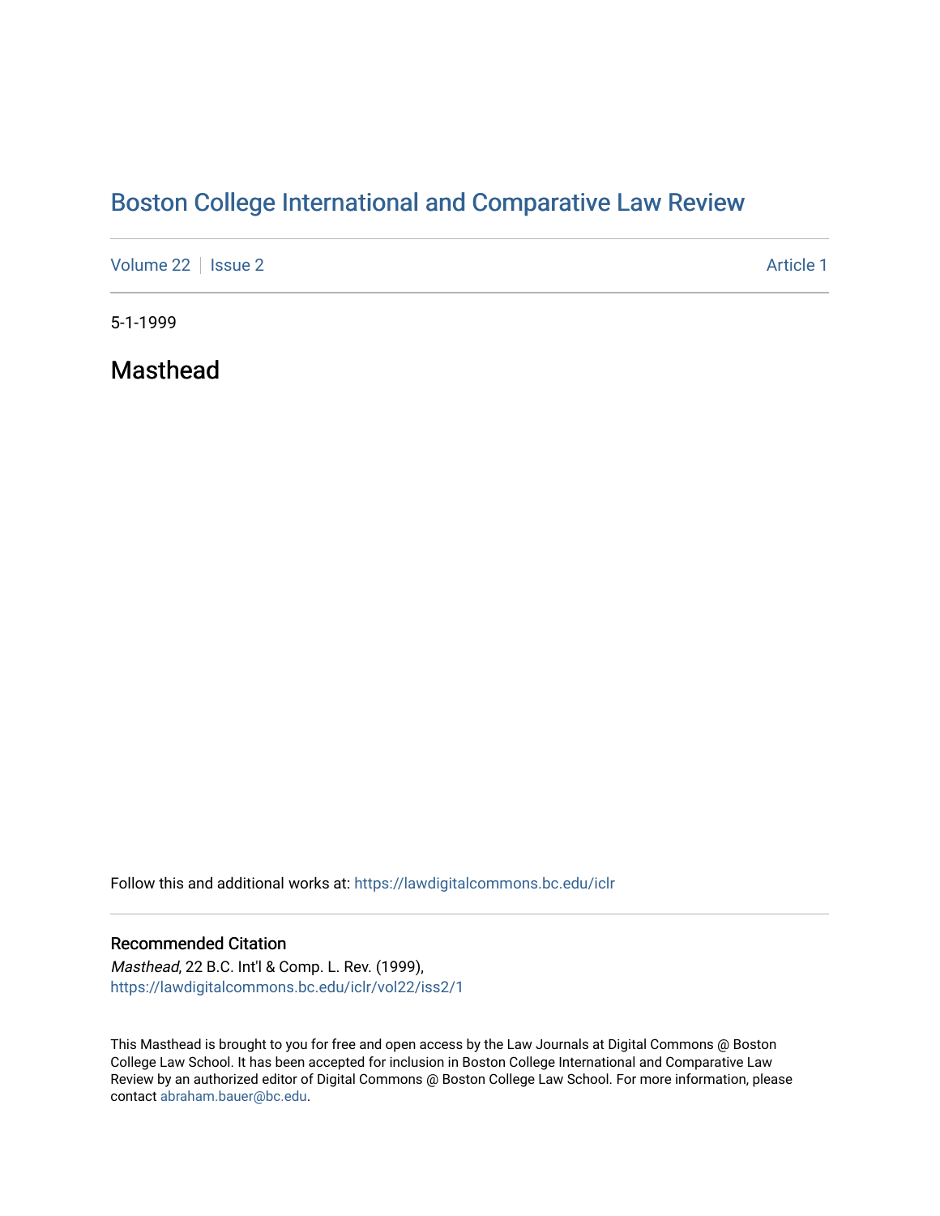# Boston College International and Comparative Law Review

Volume 22 | Issue 2 Article 1

5-1-1999

## Masthead

Follow this and additional works at: https://lawdigitalcommons.bc.edu/iclr

### Recommended Citation

*Masthead*, 22 B.C. Int'l & Comp. L. Rev. (1999),
https://lawdigitalcommons.bc.edu/iclr/vol22/iss2/1

This Masthead is brought to you for free and open access by the Law Journals at Digital Commons @ Boston College Law School. It has been accepted for inclusion in Boston College International and Comparative Law Review by an authorized editor of Digital Commons @ Boston College Law School. For more information, please contact abraham.bauer@bc.edu.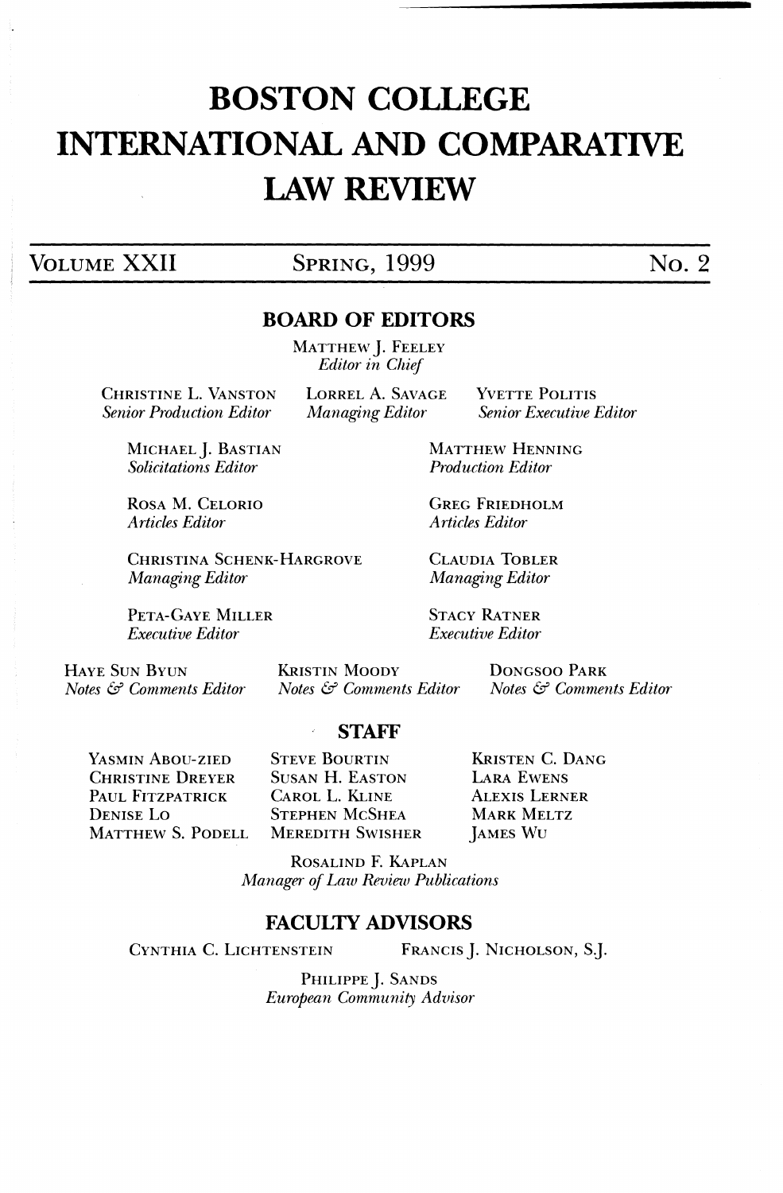# BOSTON COLLEGE INTERNATIONAL AND COMPARATIVE LAW REVIEW

VOLUME XXII | SPRING, 1999 | NO. 2

## BOARD OF EDITORS

MATTHEW J. FEELEY
*Editor in Chief*

CHRISTINE L. VANSTON
*Senior Production Editor*

LORREL A. SAVAGE
*Managing Editor*

YVETTE POLITIS
*Senior Executive Editor*

MICHAEL J. BASTIAN
*Solicitations Editor*

MATTHEW HENNING
*Production Editor*

ROSA M. CELORIO
*Articles Editor*

GREG FRIEDHOLM
*Articles Editor*

CHRISTINA SCHENK-HARGROVE
*Managing Editor*

CLAUDIA TOBLER
*Managing Editor*

PETA-GAYE MILLER
*Executive Editor*

STACY RATNER
*Executive Editor*

HAYE SUN BYUN
*Notes & Comments Editor*

KRISTIN MOODY
*Notes & Comments Editor*

DONGSOO PARK
*Notes & Comments Editor*

## STAFF

YASMIN ABOU-ZIED
CHRISTINE DREYER
PAUL FITZPATRICK
DENISE LO
MATTHEW S. PODELL
STEVE BOURTIN
SUSAN H. EASTON
CAROL L. KLINE
STEPHEN MCSHEA
MEREDITH SWISHER
KRISTEN C. DANG
LARA EWENS
ALEXIS LERNER
MARK MELTZ
JAMES WU

ROSALIND F. KAPLAN
*Manager of Law Review Publications*

## FACULTY ADVISORS

CYNTHIA C. LICHTENSTEIN
FRANCIS J. NICHOLSON, S.J.

PHILIPPE J. SANDS
*European Community Advisor*